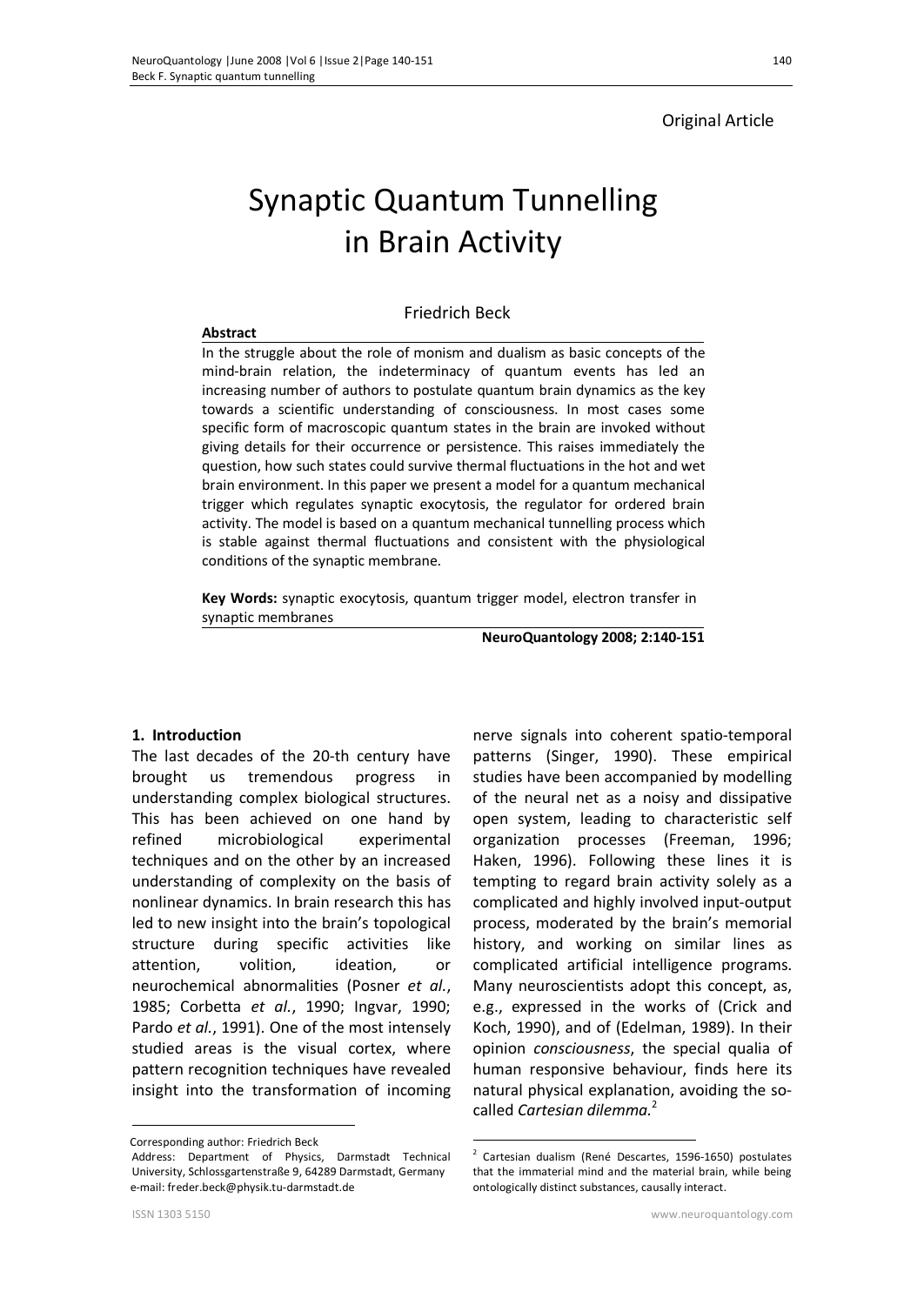Original Article

# Synaptic Quantum Tunnelling in Brain Activity

Friedrich Beck

**Abstract**

In the struggle about the role of monism and dualism as basic concepts of the mind-brain relation, the indeterminacy of quantum events has led an increasing number of authors to postulate quantum brain dynamics as the key towards a scientific understanding of consciousness. In most cases some specific form of macroscopic quantum states in the brain are invoked without giving details for their occurrence or persistence. This raises immediately the question, how such states could survive thermal fluctuations in the hot and wet brain environment. In this paper we present a model for a quantum mechanical trigger which regulates synaptic exocytosis, the regulator for ordered brain activity. The model is based on a quantum mechanical tunnelling process which is stable against thermal fluctuations and consistent with the physiological conditions of the synaptic membrane.

**Key Words:** synaptic exocytosis, quantum trigger model, electron transfer in synaptic membranes

**NeuroQuantology 2008; 2:140-151**

## 1. Introduction

The last decades of the 20-th century have brought us tremendous progress in understanding complex biological structures. This has been achieved on one hand by refined microbiological experimental techniques and on the other by an increased understanding of complexity on the basis of nonlinear dynamics. In brain research this has led to new insight into the brain's topological structure during specific activities like attention, volition, ideation, or neurochemical abnormalities (Posner *et al.*, 1985; Corbetta *et al.*, 1990; Ingvar, 1990; Pardo *et al.*, 1991). One of the most intensely studied areas is the visual cortex, where pattern recognition techniques have revealed insight into the transformation of incoming nerve signals into coherent spatio-temporal patterns (Singer, 1990). These empirical studies have been accompanied by modelling of the neural net as a noisy and dissipative open system, leading to characteristic self organization processes (Freeman, 1996; Haken, 1996). Following these lines it is tempting to regard brain activity solely as a complicated and highly involved input-output process, moderated by the brain's memorial history, and working on similar lines as complicated artificial intelligence programs. Many neuroscientists adopt this concept, as, e.g., expressed in the works of (Crick and Koch, 1990), and of (Edelman, 1989). In their opinion *consciousness*, the special qualia of human responsive behaviour, finds here its natural physical explanation, avoiding the so-called *Cartesian dilemma*.[2]

Corresponding author: Friedrich Beck
Address: Department of Physics, Darmstadt Technical University, Schlossgartenstraße 9, 64289 Darmstadt, Germany
e-mail: freder.beck@physik.tu-darmstadt.de

[2] Cartesian dualism (René Descartes, 1596-1650) postulates that the immaterial mind and the material brain, while being ontologically distinct substances, causally interact.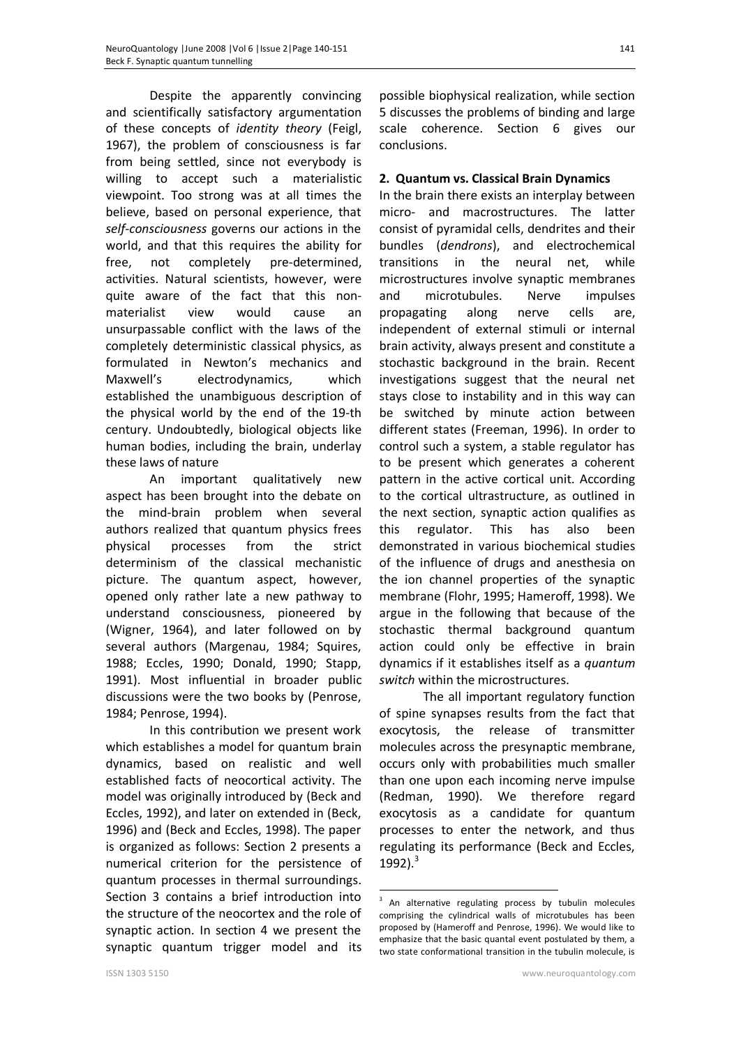Despite the apparently convincing and scientifically satisfactory argumentation of these concepts of *identity theory* (Feigl, 1967), the problem of consciousness is far from being settled, since not everybody is willing to accept such a materialistic viewpoint. Too strong was at all times the believe, based on personal experience, that *self-consciousness* governs our actions in the world, and that this requires the ability for free, not completely pre-determined, activities. Natural scientists, however, were quite aware of the fact that this non-materialist view would cause an unsurpassable conflict with the laws of the completely deterministic classical physics, as formulated in Newton's mechanics and Maxwell's electrodynamics, which established the unambiguous description of the physical world by the end of the 19-th century. Undoubtedly, biological objects like human bodies, including the brain, underlay these laws of nature

An important qualitatively new aspect has been brought into the debate on the mind-brain problem when several authors realized that quantum physics frees physical processes from the strict determinism of the classical mechanistic picture. The quantum aspect, however, opened only rather late a new pathway to understand consciousness, pioneered by (Wigner, 1964), and later followed on by several authors (Margenau, 1984; Squires, 1988; Eccles, 1990; Donald, 1990; Stapp, 1991). Most influential in broader public discussions were the two books by (Penrose, 1984; Penrose, 1994).

In this contribution we present work which establishes a model for quantum brain dynamics, based on realistic and well established facts of neocortical activity. The model was originally introduced by (Beck and Eccles, 1992), and later on extended in (Beck, 1996) and (Beck and Eccles, 1998). The paper is organized as follows: Section 2 presents a numerical criterion for the persistence of quantum processes in thermal surroundings. Section 3 contains a brief introduction into the structure of the neocortex and the role of synaptic action. In section 4 we present the synaptic quantum trigger model and its possible biophysical realization, while section 5 discusses the problems of binding and large scale coherence. Section 6 gives our conclusions.

## 2. Quantum vs. Classical Brain Dynamics

In the brain there exists an interplay between micro- and macrostructures. The latter consist of pyramidal cells, dendrites and their bundles (*dendrons*), and electrochemical transitions in the neural net, while microstructures involve synaptic membranes and microtubules. Nerve impulses propagating along nerve cells are, independent of external stimuli or internal brain activity, always present and constitute a stochastic background in the brain. Recent investigations suggest that the neural net stays close to instability and in this way can be switched by minute action between different states (Freeman, 1996). In order to control such a system, a stable regulator has to be present which generates a coherent pattern in the active cortical unit. According to the cortical ultrastructure, as outlined in the next section, synaptic action qualifies as this regulator. This has also been demonstrated in various biochemical studies of the influence of drugs and anesthesia on the ion channel properties of the synaptic membrane (Flohr, 1995; Hameroff, 1998). We argue in the following that because of the stochastic thermal background quantum action could only be effective in brain dynamics if it establishes itself as a *quantum switch* within the microstructures.

The all important regulatory function of spine synapses results from the fact that exocytosis, the release of transmitter molecules across the presynaptic membrane, occurs only with probabilities much smaller than one upon each incoming nerve impulse (Redman, 1990). We therefore regard exocytosis as a candidate for quantum processes to enter the network, and thus regulating its performance (Beck and Eccles, 1992).[3]

[3] An alternative regulating process by tubulin molecules comprising the cylindrical walls of microtubules has been proposed by (Hameroff and Penrose, 1996). We would like to emphasize that the basic quantal event postulated by them, a two state conformational transition in the tubulin molecule, is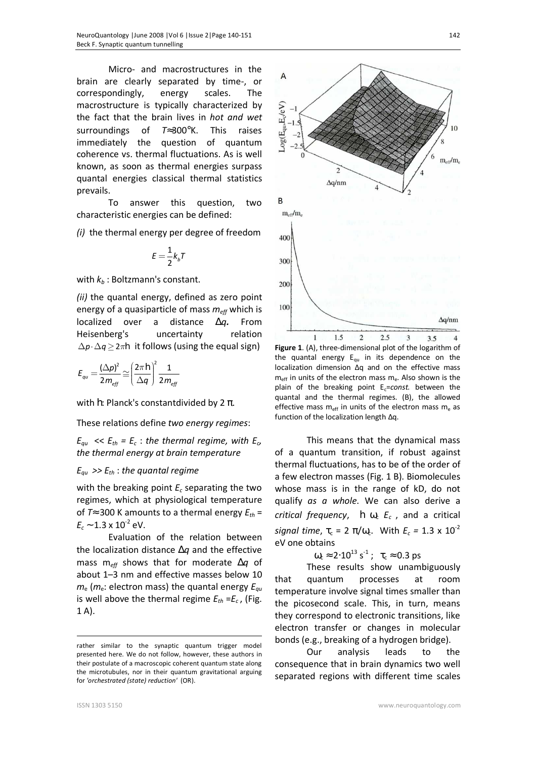Micro- and macrostructures in the brain are clearly separated by time-, or correspondingly, energy scales. The macrostructure is typically characterized by the fact that the brain lives in *hot and wet* surroundings of $T \approx 300$°K. This raises immediately the question of quantum coherence vs. thermal fluctuations. As is well known, as soon as thermal energies surpass quantal energies classical thermal statistics prevails.

To answer this question, two characteristic energies can be defined:

*(i)* the thermal energy per degree of freedom

$$E = \frac{1}{2} k_b T$$

with $k_b$ : Boltzmann's constant.

*(ii)* the quantal energy, defined as zero point energy of a quasiparticle of mass $m_{eff}$ which is localized over a distance $\Delta q$. From Heisenberg's uncertainty relation $\Delta p \cdot \Delta q \geq 2\pi\hbar$ it follows (using the equal sign)

$$E_{qu} = \frac{(\Delta p)^2}{2 m_{eff}} \cong \left(\frac{2\pi\hbar}{\Delta q}\right)^2 \frac{1}{2 m_{eff}}$$

with $\hbar$: Planck's constantdivided by 2 $\pi$.

These relations define *two energy regimes*:

$E_{qu} \ll E_{th} = E_c$ : *the thermal regime, with $E_c$, the thermal energy at brain temperature*

$E_{qu} \gg E_{th}$ : *the quantal regime*

with the breaking point $E_c$ separating the two regimes, which at physiological temperature of $T \approx 300$ K amounts to a thermal energy $E_{th} = E_c \sim 1.3 \times 10^{-2}$ eV.

Evaluation of the relation between the localization distance $\Delta q$ and the effective mass $m_{eff}$ shows that for moderate $\Delta q$ of about 1–3 nm and effective masses below 10 $m_e$ ($m_e$: electron mass) the quantal energy $E_{qu}$ is well above the thermal regime $E_{th} = E_c$, (Fig. 1 A).

**Figure 1**. (A), three-dimensional plot of the logarithm of the quantal energy $E_{qu}$ in its dependence on the localization dimension $\Delta q$ and on the effective mass $m_{eff}$ in units of the electron mass $m_e$. Also shown is the plain of the breaking point $E_c$=*const.* between the quantal and the thermal regimes. (B), the allowed effective mass $m_{eff}$ in units of the electron mass $m_e$ as function of the localization length $\Delta q$.

This means that the dynamical mass of a quantum transition, if robust against thermal fluctuations, has to be of the order of a few electron masses (Fig. 1 B). Biomolecules whose mass is in the range of kD, do not qualify *as a whole*. We can also derive a *critical frequency*, $\hbar\,\omega_c$ $E_c$ , and a critical *signal time*, $\tau_c = 2\,\pi/\omega_c$. With $E_c = 1.3 \times 10^{-2}$ eV one obtains

$$\omega_c \approx 2 \cdot 10^{13}\ \mathrm{s}^{-1}\ ; \quad \tau_c \approx 0.3\ \mathrm{ps}$$

These results show unambiguously that quantum processes at room temperature involve signal times smaller than the picosecond scale. This, in turn, means they correspond to electronic transitions, like electron transfer or changes in molecular bonds (e.g., breaking of a hydrogen bridge).

Our analysis leads to the consequence that in brain dynamics two well separated regions with different time scales

---

rather similar to the synaptic quantum trigger model presented here. We do not follow, however, these authors in their postulate of a macroscopic coherent quantum state along the microtubules, nor in their quantum gravitational arguing for *'orchestrated (state) reduction'* (OR).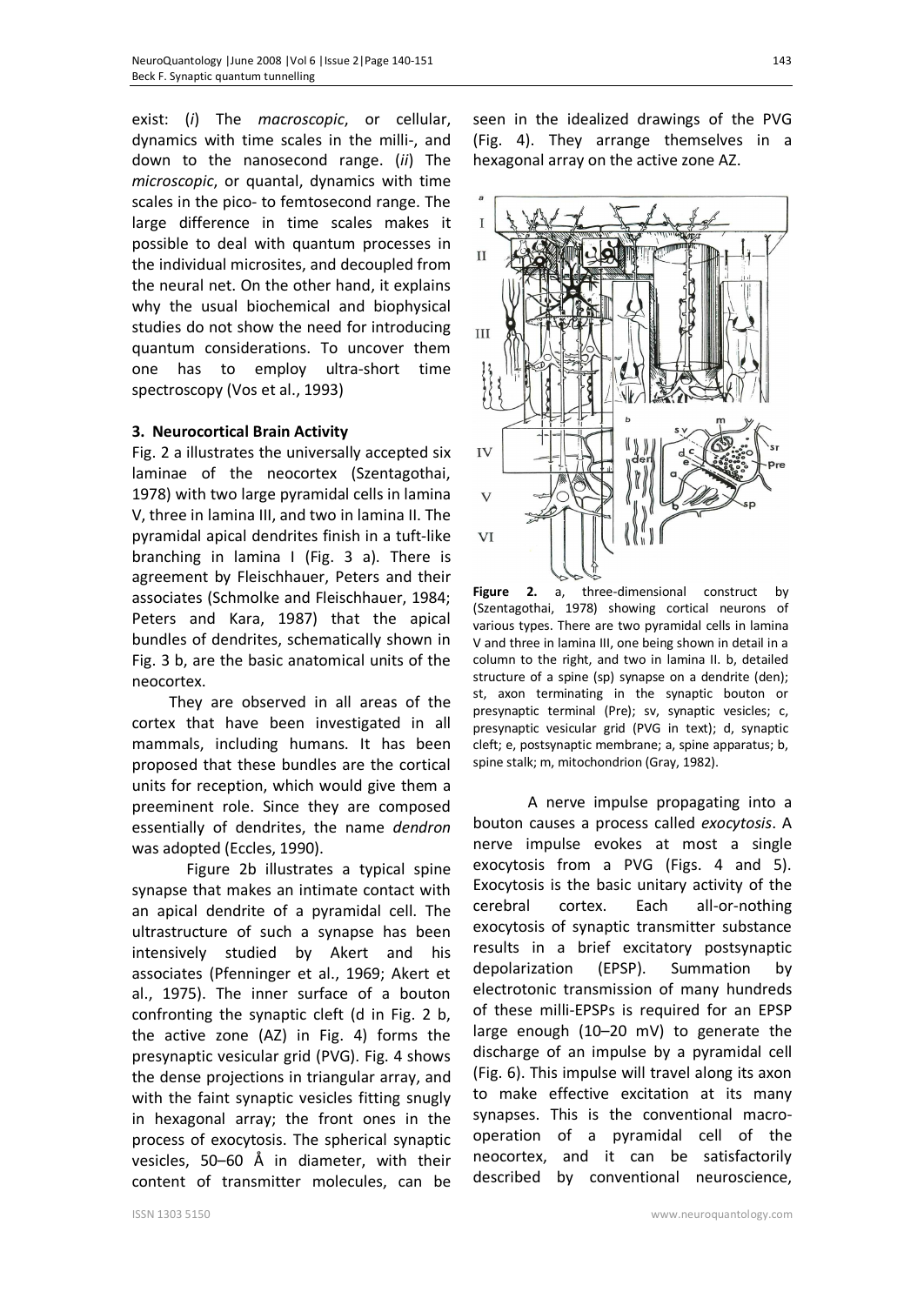exist: (*i*) The *macroscopic*, or cellular, dynamics with time scales in the milli-, and down to the nanosecond range. (*ii*) The *microscopic*, or quantal, dynamics with time scales in the pico- to femtosecond range. The large difference in time scales makes it possible to deal with quantum processes in the individual microsites, and decoupled from the neural net. On the other hand, it explains why the usual biochemical and biophysical studies do not show the need for introducing quantum considerations. To uncover them one has to employ ultra-short time spectroscopy (Vos et al., 1993)

### 3. Neurocortical Brain Activity

Fig. 2 a illustrates the universally accepted six laminae of the neocortex (Szentagothai, 1978) with two large pyramidal cells in lamina V, three in lamina III, and two in lamina II. The pyramidal apical dendrites finish in a tuft-like branching in lamina I (Fig. 3 a). There is agreement by Fleischhauer, Peters and their associates (Schmolke and Fleischhauer, 1984; Peters and Kara, 1987) that the apical bundles of dendrites, schematically shown in Fig. 3 b, are the basic anatomical units of the neocortex.

They are observed in all areas of the cortex that have been investigated in all mammals, including humans. It has been proposed that these bundles are the cortical units for reception, which would give them a preeminent role. Since they are composed essentially of dendrites, the name *dendron* was adopted (Eccles, 1990).

Figure 2b illustrates a typical spine synapse that makes an intimate contact with an apical dendrite of a pyramidal cell. The ultrastructure of such a synapse has been intensively studied by Akert and his associates (Pfenninger et al., 1969; Akert et al., 1975). The inner surface of a bouton confronting the synaptic cleft (d in Fig. 2 b, the active zone (AZ) in Fig. 4) forms the presynaptic vesicular grid (PVG). Fig. 4 shows the dense projections in triangular array, and with the faint synaptic vesicles fitting snugly in hexagonal array; the front ones in the process of exocytosis. The spherical synaptic vesicles, 50–60 Å in diameter, with their content of transmitter molecules, can be seen in the idealized drawings of the PVG (Fig. 4). They arrange themselves in a hexagonal array on the active zone AZ.

**Figure 2.** a, three-dimensional construct by (Szentagothai, 1978) showing cortical neurons of various types. There are two pyramidal cells in lamina V and three in lamina III, one being shown in detail in a column to the right, and two in lamina II. b, detailed structure of a spine (sp) synapse on a dendrite (den); st, axon terminating in the synaptic bouton or presynaptic terminal (Pre); sv, synaptic vesicles; c, presynaptic vesicular grid (PVG in text); d, synaptic cleft; e, postsynaptic membrane; a, spine apparatus; b, spine stalk; m, mitochondrion (Gray, 1982).

A nerve impulse propagating into a bouton causes a process called *exocytosis*. A nerve impulse evokes at most a single exocytosis from a PVG (Figs. 4 and 5). Exocytosis is the basic unitary activity of the cerebral cortex. Each all-or-nothing exocytosis of synaptic transmitter substance results in a brief excitatory postsynaptic depolarization (EPSP). Summation by electrotonic transmission of many hundreds of these milli-EPSPs is required for an EPSP large enough (10–20 mV) to generate the discharge of an impulse by a pyramidal cell (Fig. 6). This impulse will travel along its axon to make effective excitation at its many synapses. This is the conventional macro-operation of a pyramidal cell of the neocortex, and it can be satisfactorily described by conventional neuroscience,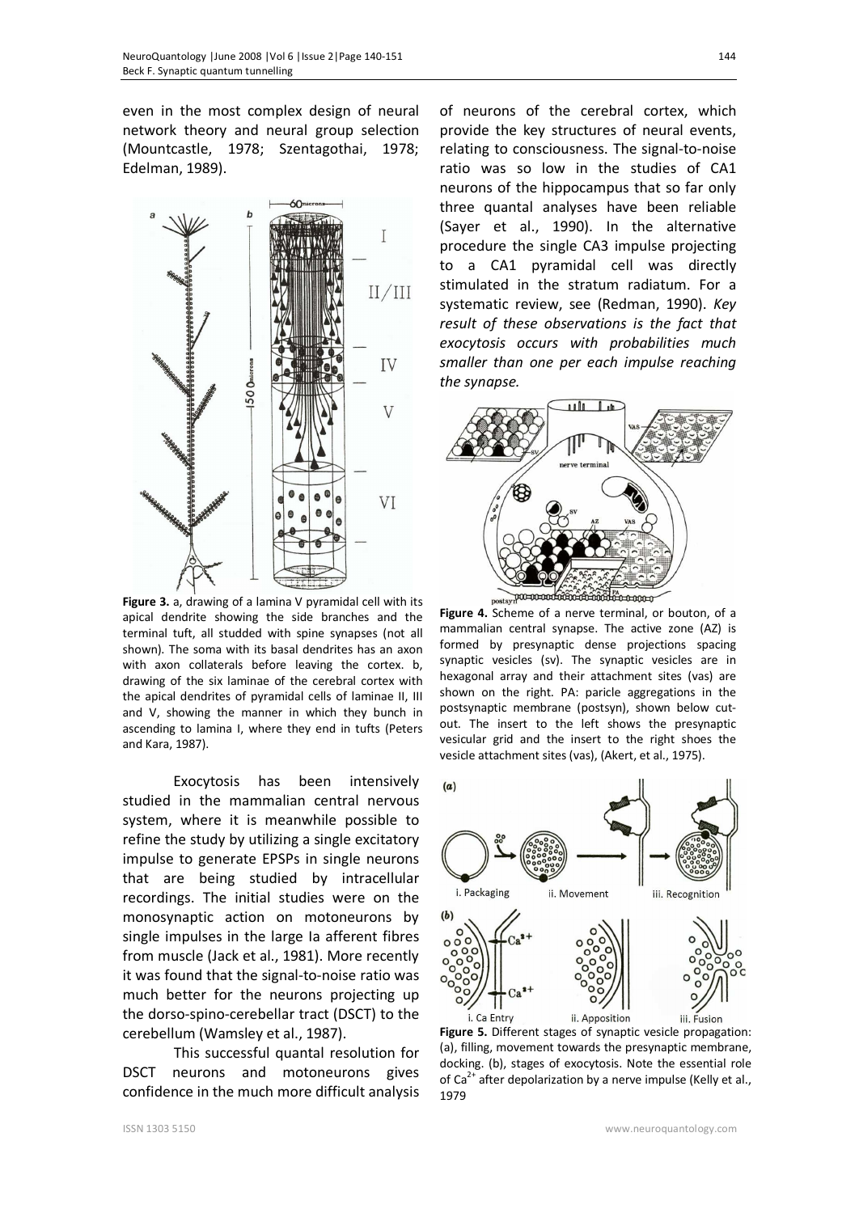even in the most complex design of neural network theory and neural group selection (Mountcastle, 1978; Szentagothai, 1978; Edelman, 1989).

**Figure 3.** a, drawing of a lamina V pyramidal cell with its apical dendrite showing the side branches and the terminal tuft, all studded with spine synapses (not all shown). The soma with its basal dendrites has an axon with axon collaterals before leaving the cortex. b, drawing of the six laminae of the cerebral cortex with the apical dendrites of pyramidal cells of laminae II, III and V, showing the manner in which they bunch in ascending to lamina I, where they end in tufts (Peters and Kara, 1987).

Exocytosis has been intensively studied in the mammalian central nervous system, where it is meanwhile possible to refine the study by utilizing a single excitatory impulse to generate EPSPs in single neurons that are being studied by intracellular recordings. The initial studies were on the monosynaptic action on motoneurons by single impulses in the large Ia afferent fibres from muscle (Jack et al., 1981). More recently it was found that the signal-to-noise ratio was much better for the neurons projecting up the dorso-spino-cerebellar tract (DSCT) to the cerebellum (Wamsley et al., 1987).

This successful quantal resolution for DSCT neurons and motoneurons gives confidence in the much more difficult analysis of neurons of the cerebral cortex, which provide the key structures of neural events, relating to consciousness. The signal-to-noise ratio was so low in the studies of CA1 neurons of the hippocampus that so far only three quantal analyses have been reliable (Sayer et al., 1990). In the alternative procedure the single CA3 impulse projecting to a CA1 pyramidal cell was directly stimulated in the stratum radiatum. For a systematic review, see (Redman, 1990). *Key result of these observations is the fact that exocytosis occurs with probabilities much smaller than one per each impulse reaching the synapse.*

**Figure 4.** Scheme of a nerve terminal, or bouton, of a mammalian central synapse. The active zone (AZ) is formed by presynaptic dense projections spacing synaptic vesicles (sv). The synaptic vesicles are in hexagonal array and their attachment sites (vas) are shown on the right. PA: paricle aggregations in the postsynaptic membrane (postsyn), shown below cut-out. The insert to the left shows the presynaptic vesicular grid and the insert to the right shoes the vesicle attachment sites (vas), (Akert, et al., 1975).

**Figure 5.** Different stages of synaptic vesicle propagation: (a), filling, movement towards the presynaptic membrane, docking. (b), stages of exocytosis. Note the essential role of $Ca^{2+}$ after depolarization by a nerve impulse (Kelly et al., 1979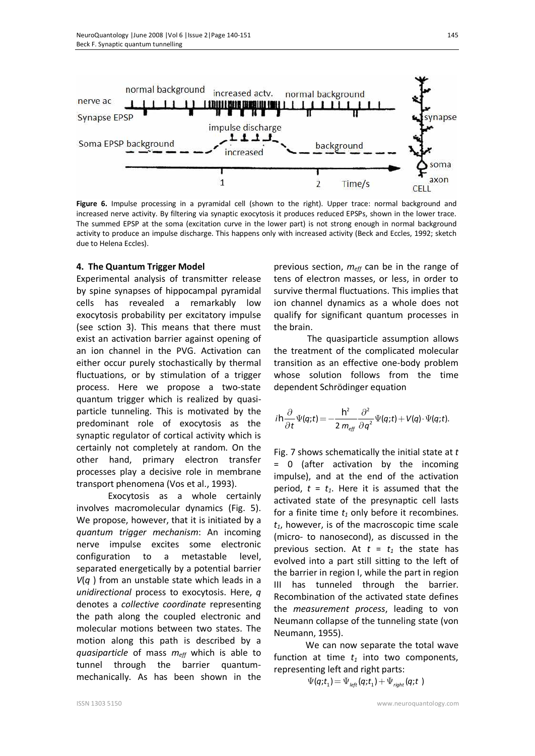**Figure 6.** Impulse processing in a pyramidal cell (shown to the right). Upper trace: normal background and increased nerve activity. By filtering via synaptic exocytosis it produces reduced EPSPs, shown in the lower trace. The summed EPSP at the soma (excitation curve in the lower part) is not strong enough in normal background activity to produce an impulse discharge. This happens only with increased activity (Beck and Eccles, 1992; sketch due to Helena Eccles).

## 4. The Quantum Trigger Model

Experimental analysis of transmitter release by spine synapses of hippocampal pyramidal cells has revealed a remarkably low exocytosis probability per excitatory impulse (see sction 3). This means that there must exist an activation barrier against opening of an ion channel in the PVG. Activation can either occur purely stochastically by thermal fluctuations, or by stimulation of a trigger process. Here we propose a two-state quantum trigger which is realized by quasi-particle tunneling. This is motivated by the predominant role of exocytosis as the synaptic regulator of cortical activity which is certainly not completely at random. On the other hand, primary electron transfer processes play a decisive role in membrane transport phenomena (Vos et al., 1993).

Exocytosis as a whole certainly involves macromolecular dynamics (Fig. 5). We propose, however, that it is initiated by a *quantum trigger mechanism*: An incoming nerve impulse excites some electronic configuration to a metastable level, separated energetically by a potential barrier $V(q)$ from an unstable state which leads in a *unidirectional* process to exocytosis. Here, $q$ denotes a *collective coordinate* representing the path along the coupled electronic and molecular motions between two states. The motion along this path is described by a *quasiparticle* of mass $m_{eff}$ which is able to tunnel through the barrier quantum-mechanically. As has been shown in the previous section, $m_{eff}$ can be in the range of tens of electron masses, or less, in order to survive thermal fluctuations. This implies that ion channel dynamics as a whole does not qualify for significant quantum processes in the brain.

The quasiparticle assumption allows the treatment of the complicated molecular transition as an effective one-body problem whose solution follows from the time dependent Schrödinger equation

$$i\hbar\frac{\partial}{\partial t}\Psi(q;t) = -\frac{\hbar^2}{2\,m_{eff}}\frac{\partial^2}{\partial q^2}\Psi(q;t) + V(q)\cdot\Psi(q;t).$$

Fig. 7 shows schematically the initial state at $t = 0$ (after activation by the incoming impulse), and at the end of the activation period, $t = t_1$. Here it is assumed that the activated state of the presynaptic cell lasts for a finite time $t_1$ only before it recombines. $t_1$, however, is of the macroscopic time scale (micro- to nanosecond), as discussed in the previous section. At $t = t_1$ the state has evolved into a part still sitting to the left of the barrier in region I, while the part in region III has tunneled through the barrier. Recombination of the activated state defines the *measurement process*, leading to von Neumann collapse of the tunneling state (von Neumann, 1955).

We can now separate the total wave function at time $t_1$ into two components, representing left and right parts:

$$\Psi(q;t_1) = \Psi_{left}(q;t_1) + \Psi_{right}(q;t\ )$$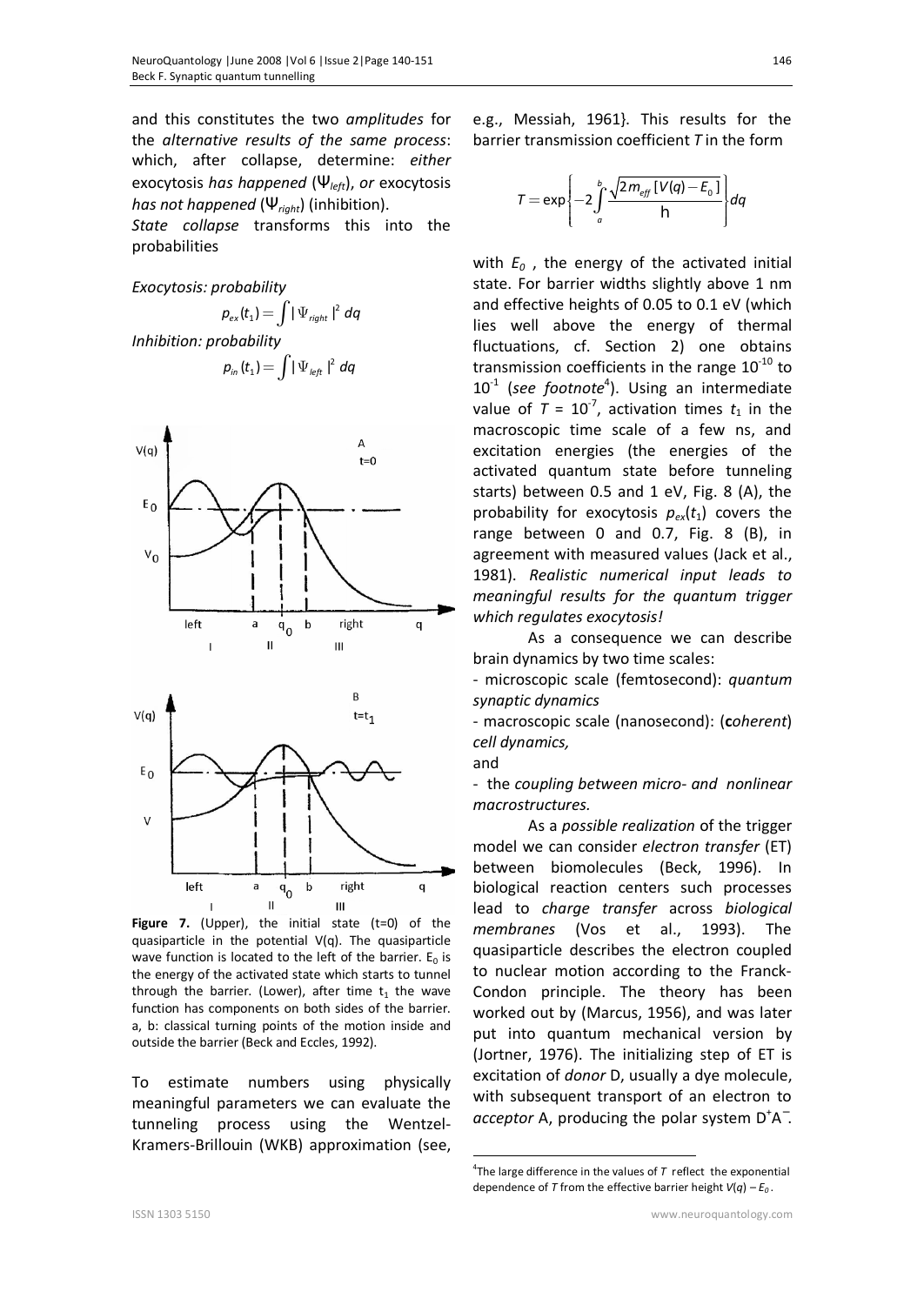and this constitutes the two *amplitudes* for the *alternative results of the same process*: which, after collapse, determine: *either* exocytosis *has happened* ($\Psi_{left}$), *or* exocytosis *has not happened* ($\Psi_{right}$) (inhibition).

*State collapse* transforms this into the probabilities

*Exocytosis: probability*

$$p_{ex}(t_1) = \int |\Psi_{right}|^2 \, dq$$

*Inhibition: probability*

$$p_{in}(t_1) = \int |\Psi_{left}|^2 \, dq$$

**Figure 7.** (Upper), the initial state (t=0) of the quasiparticle in the potential V(q). The quasiparticle wave function is located to the left of the barrier. $E_0$ is the energy of the activated state which starts to tunnel through the barrier. (Lower), after time $t_1$ the wave function has components on both sides of the barrier. a, b: classical turning points of the motion inside and outside the barrier (Beck and Eccles, 1992).

To estimate numbers using physically meaningful parameters we can evaluate the tunneling process using the Wentzel-Kramers-Brillouin (WKB) approximation (see, e.g., Messiah, 1961}. This results for the barrier transmission coefficient $T$ in the form

$$T = \exp\left\{-2\int_a^b \frac{\sqrt{2m_{eff}[V(q)-E_0]}}{\hbar}\right\}dq$$

with $E_0$, the energy of the activated initial state. For barrier widths slightly above 1 nm and effective heights of 0.05 to 0.1 eV (which lies well above the energy of thermal fluctuations, cf. Section 2) one obtains transmission coefficients in the range $10^{-10}$ to $10^{-1}$ (*see footnote*[4]). Using an intermediate value of $T = 10^{-7}$, activation times $t_1$ in the macroscopic time scale of a few ns, and excitation energies (the energies of the activated quantum state before tunneling starts) between 0.5 and 1 eV, Fig. 8 (A), the probability for exocytosis $p_{ex}(t_1)$ covers the range between 0 and 0.7, Fig. 8 (B), in agreement with measured values (Jack et al., 1981). *Realistic numerical input leads to meaningful results for the quantum trigger which regulates exocytosis!*

As a consequence we can describe brain dynamics by two time scales:

- microscopic scale (femtosecond): *quantum synaptic dynamics*
- macroscopic scale (nanosecond): (**c***oherent*) *cell dynamics,*

and

- the *coupling between micro- and nonlinear macrostructures.*

As a *possible realization* of the trigger model we can consider *electron transfer* (ET) between biomolecules (Beck, 1996). In biological reaction centers such processes lead to *charge transfer* across *biological membranes* (Vos et al., 1993). The quasiparticle describes the electron coupled to nuclear motion according to the Franck-Condon principle. The theory has been worked out by (Marcus, 1956), and was later put into quantum mechanical version by (Jortner, 1976). The initializing step of ET is excitation of *donor* D, usually a dye molecule, with subsequent transport of an electron to *acceptor* A, producing the polar system $D^+A^-$.

[4] The large difference in the values of $T$ reflect the exponential dependence of $T$ from the effective barrier height $V(q) - E_0$.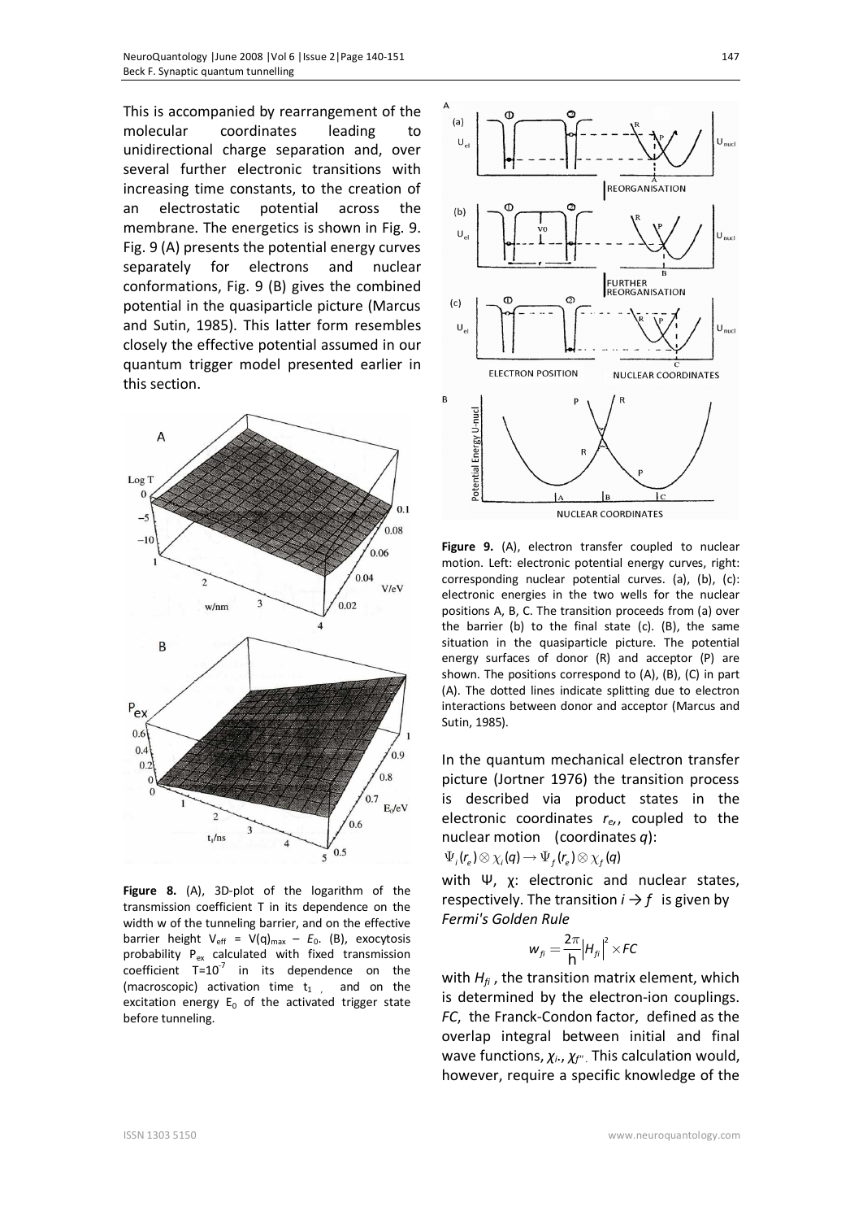This is accompanied by rearrangement of the molecular coordinates leading to unidirectional charge separation and, over several further electronic transitions with increasing time constants, to the creation of an electrostatic potential across the membrane. The energetics is shown in Fig. 9. Fig. 9 (A) presents the potential energy curves separately for electrons and nuclear conformations, Fig. 9 (B) gives the combined potential in the quasiparticle picture (Marcus and Sutin, 1985). This latter form resembles closely the effective potential assumed in our quantum trigger model presented earlier in this section.

**Figure 8.** (A), 3D-plot of the logarithm of the transmission coefficient T in its dependence on the width w of the tunneling barrier, and on the effective barrier height $V_{eff} = V(q)_{max} - E_0$. (B), exocytosis probability $P_{ex}$ calculated with fixed transmission coefficient $T=10^{-7}$ in its dependence on the (macroscopic) activation time $t_1$, and on the excitation energy $E_0$ of the activated trigger state before tunneling.

**Figure 9.** (A), electron transfer coupled to nuclear motion. Left: electronic potential energy curves, right: corresponding nuclear potential curves. (a), (b), (c): electronic energies in the two wells for the nuclear positions A, B, C. The transition proceeds from (a) over the barrier (b) to the final state (c). (B), the same situation in the quasiparticle picture. The potential energy surfaces of donor (R) and acceptor (P) are shown. The positions correspond to (A), (B), (C) in part (A). The dotted lines indicate splitting due to electron interactions between donor and acceptor (Marcus and Sutin, 1985).

In the quantum mechanical electron transfer picture (Jortner 1976) the transition process is described via product states in the electronic coordinates $r_e$, coupled to the nuclear motion (coordinates $q$):

$$\Psi_i(r_e) \otimes \chi_i(q) \rightarrow \Psi_f(r_e) \otimes \chi_f(q)$$

with Ψ, χ: electronic and nuclear states, respectively. The transition $i \rightarrow f$ is given by *Fermi's Golden Rule*

$$w_{fi} = \frac{2\pi}{\hbar}\left|H_{fi}\right|^2 \times FC$$

with $H_{fi}$, the transition matrix element, which is determined by the electron-ion couplings. *FC*, the Franck-Condon factor, defined as the overlap integral between initial and final wave functions, $\chi_{i}$, $\chi_{f}$. This calculation would, however, require a specific knowledge of the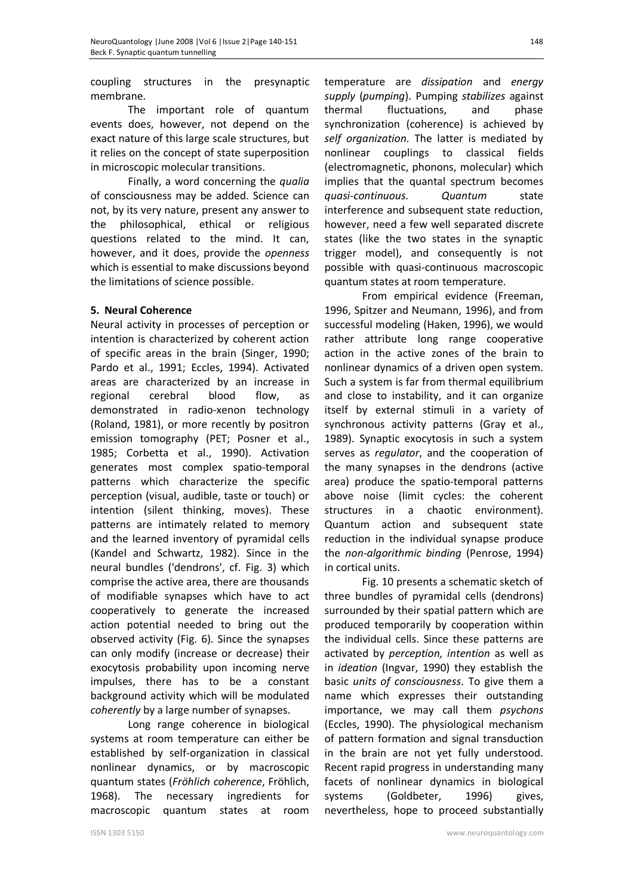coupling structures in the presynaptic membrane.

The important role of quantum events does, however, not depend on the exact nature of this large scale structures, but it relies on the concept of state superposition in microscopic molecular transitions.

Finally, a word concerning the *qualia* of consciousness may be added. Science can not, by its very nature, present any answer to the philosophical, ethical or religious questions related to the mind. It can, however, and it does, provide the *openness* which is essential to make discussions beyond the limitations of science possible.

## 5. Neural Coherence

Neural activity in processes of perception or intention is characterized by coherent action of specific areas in the brain (Singer, 1990; Pardo et al., 1991; Eccles, 1994). Activated areas are characterized by an increase in regional cerebral blood flow, as demonstrated in radio-xenon technology (Roland, 1981), or more recently by positron emission tomography (PET; Posner et al., 1985; Corbetta et al., 1990). Activation generates most complex spatio-temporal patterns which characterize the specific perception (visual, audible, taste or touch) or intention (silent thinking, moves). These patterns are intimately related to memory and the learned inventory of pyramidal cells (Kandel and Schwartz, 1982). Since in the neural bundles ('dendrons', cf. Fig. 3) which comprise the active area, there are thousands of modifiable synapses which have to act cooperatively to generate the increased action potential needed to bring out the observed activity (Fig. 6). Since the synapses can only modify (increase or decrease) their exocytosis probability upon incoming nerve impulses, there has to be a constant background activity which will be modulated *coherently* by a large number of synapses.

Long range coherence in biological systems at room temperature can either be established by self-organization in classical nonlinear dynamics, or by macroscopic quantum states (*Fröhlich coherence*, Fröhlich, 1968). The necessary ingredients for macroscopic quantum states at room temperature are *dissipation* and *energy supply* (*pumping*). Pumping *stabilizes* against thermal fluctuations, and phase synchronization (coherence) is achieved by *self organization*. The latter is mediated by nonlinear couplings to classical fields (electromagnetic, phonons, molecular) which implies that the quantal spectrum becomes *quasi-continuous. Quantum* state interference and subsequent state reduction, however, need a few well separated discrete states (like the two states in the synaptic trigger model), and consequently is not possible with quasi-continuous macroscopic quantum states at room temperature.

From empirical evidence (Freeman, 1996, Spitzer and Neumann, 1996), and from successful modeling (Haken, 1996), we would rather attribute long range cooperative action in the active zones of the brain to nonlinear dynamics of a driven open system. Such a system is far from thermal equilibrium and close to instability, and it can organize itself by external stimuli in a variety of synchronous activity patterns (Gray et al., 1989). Synaptic exocytosis in such a system serves as *regulator*, and the cooperation of the many synapses in the dendrons (active area) produce the spatio-temporal patterns above noise (limit cycles: the coherent structures in a chaotic environment). Quantum action and subsequent state reduction in the individual synapse produce the *non-algorithmic binding* (Penrose, 1994) in cortical units.

Fig. 10 presents a schematic sketch of three bundles of pyramidal cells (dendrons) surrounded by their spatial pattern which are produced temporarily by cooperation within the individual cells. Since these patterns are activated by *perception, intention* as well as in *ideation* (Ingvar, 1990) they establish the basic *units of consciousness*. To give them a name which expresses their outstanding importance, we may call them *psychons* (Eccles, 1990). The physiological mechanism of pattern formation and signal transduction in the brain are not yet fully understood. Recent rapid progress in understanding many facets of nonlinear dynamics in biological systems (Goldbeter, 1996) gives, nevertheless, hope to proceed substantially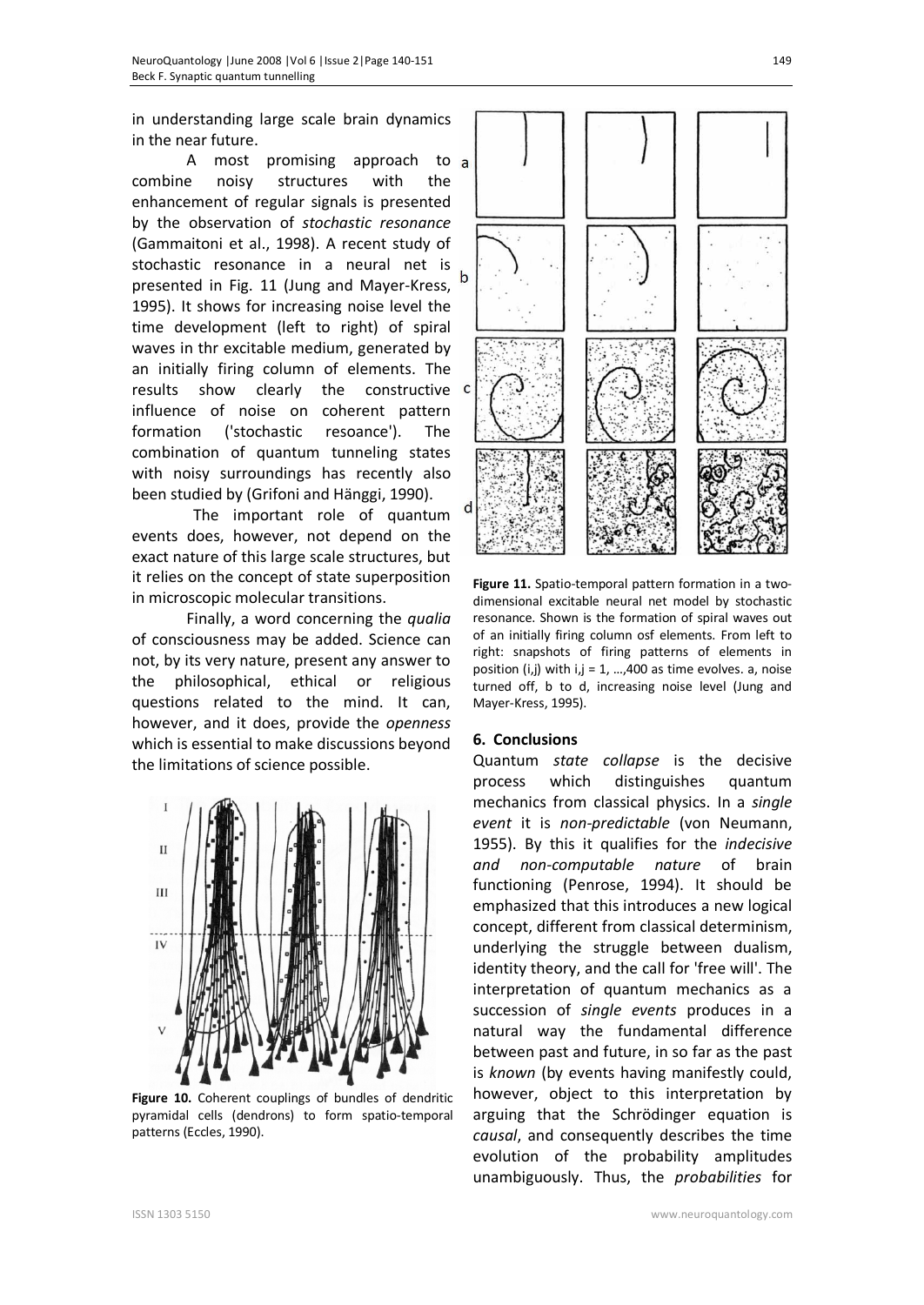in understanding large scale brain dynamics in the near future.

A most promising approach to combine noisy structures with the enhancement of regular signals is presented by the observation of *stochastic resonance* (Gammaitoni et al., 1998). A recent study of stochastic resonance in a neural net is presented in Fig. 11 (Jung and Mayer-Kress, 1995). It shows for increasing noise level the time development (left to right) of spiral waves in thr excitable medium, generated by an initially firing column of elements. The results show clearly the constructive influence of noise on coherent pattern formation ('stochastic resoance'). The combination of quantum tunneling states with noisy surroundings has recently also been studied by (Grifoni and Hänggi, 1990).

The important role of quantum events does, however, not depend on the exact nature of this large scale structures, but it relies on the concept of state superposition in microscopic molecular transitions.

Finally, a word concerning the *qualia* of consciousness may be added. Science can not, by its very nature, present any answer to the philosophical, ethical or religious questions related to the mind. It can, however, and it does, provide the *openness* which is essential to make discussions beyond the limitations of science possible.

**Figure 10.** Coherent couplings of bundles of dendritic pyramidal cells (dendrons) to form spatio-temporal patterns (Eccles, 1990).

**Figure 11.** Spatio-temporal pattern formation in a two-dimensional excitable neural net model by stochastic resonance. Shown is the formation of spiral waves out of an initially firing column osf elements. From left to right: snapshots of firing patterns of elements in position (i,j) with i,j = 1, …,400 as time evolves. a, noise turned off, b to d, increasing noise level (Jung and Mayer-Kress, 1995).

## 6. Conclusions

Quantum *state collapse* is the decisive process which distinguishes quantum mechanics from classical physics. In a *single event* it is *non-predictable* (von Neumann, 1955). By this it qualifies for the *indecisive and non-computable nature* of brain functioning (Penrose, 1994). It should be emphasized that this introduces a new logical concept, different from classical determinism, underlying the struggle between dualism, identity theory, and the call for 'free will'. The interpretation of quantum mechanics as a succession of *single events* produces in a natural way the fundamental difference between past and future, in so far as the past is *known* (by events having manifestly could, however, object to this interpretation by arguing that the Schrödinger equation is *causal*, and consequently describes the time evolution of the probability amplitudes unambiguously. Thus, the *probabilities* for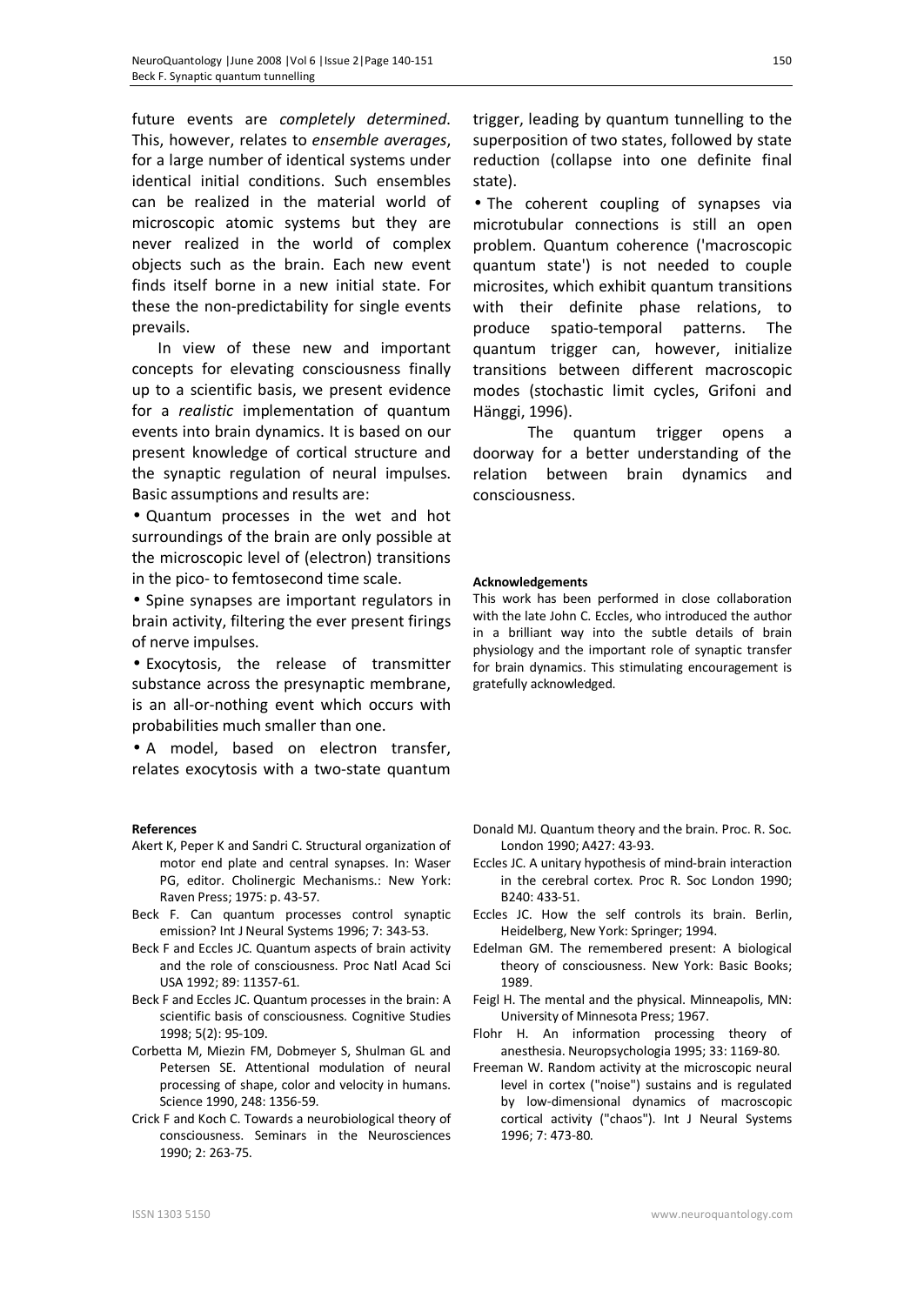future events are *completely determined*. This, however, relates to *ensemble averages*, for a large number of identical systems under identical initial conditions. Such ensembles can be realized in the material world of microscopic atomic systems but they are never realized in the world of complex objects such as the brain. Each new event finds itself borne in a new initial state. For these the non-predictability for single events prevails.

In view of these new and important concepts for elevating consciousness finally up to a scientific basis, we present evidence for a *realistic* implementation of quantum events into brain dynamics. It is based on our present knowledge of cortical structure and the synaptic regulation of neural impulses. Basic assumptions and results are:

- Quantum processes in the wet and hot surroundings of the brain are only possible at the microscopic level of (electron) transitions in the pico- to femtosecond time scale.
- Spine synapses are important regulators in brain activity, filtering the ever present firings of nerve impulses.
- Exocytosis, the release of transmitter substance across the presynaptic membrane, is an all-or-nothing event which occurs with probabilities much smaller than one.
- A model, based on electron transfer, relates exocytosis with a two-state quantum trigger, leading by quantum tunnelling to the superposition of two states, followed by state reduction (collapse into one definite final state).
- The coherent coupling of synapses via microtubular connections is still an open problem. Quantum coherence ('macroscopic quantum state') is not needed to couple microsites, which exhibit quantum transitions with their definite phase relations, to produce spatio-temporal patterns. The quantum trigger can, however, initialize transitions between different macroscopic modes (stochastic limit cycles, Grifoni and Hänggi, 1996).

The quantum trigger opens a doorway for a better understanding of the relation between brain dynamics and consciousness.

#### Acknowledgements

This work has been performed in close collaboration with the late John C. Eccles, who introduced the author in a brilliant way into the subtle details of brain physiology and the important role of synaptic transfer for brain dynamics. This stimulating encouragement is gratefully acknowledged.

#### References

Akert K, Peper K and Sandri C. Structural organization of motor end plate and central synapses. In: Waser PG, editor. Cholinergic Mechanisms.: New York: Raven Press; 1975: p. 43-57.

Beck F. Can quantum processes control synaptic emission? Int J Neural Systems 1996; 7: 343-53.

Beck F and Eccles JC. Quantum aspects of brain activity and the role of consciousness. Proc Natl Acad Sci USA 1992; 89: 11357-61.

Beck F and Eccles JC. Quantum processes in the brain: A scientific basis of consciousness. Cognitive Studies 1998; 5(2): 95-109.

Corbetta M, Miezin FM, Dobmeyer S, Shulman GL and Petersen SE. Attentional modulation of neural processing of shape, color and velocity in humans. Science 1990, 248: 1356-59.

Crick F and Koch C. Towards a neurobiological theory of consciousness. Seminars in the Neurosciences 1990; 2: 263-75.

Donald MJ. Quantum theory and the brain. Proc. R. Soc. London 1990; A427: 43-93.

Eccles JC. A unitary hypothesis of mind-brain interaction in the cerebral cortex. Proc R. Soc London 1990; B240: 433-51.

Eccles JC. How the self controls its brain. Berlin, Heidelberg, New York: Springer; 1994.

Edelman GM. The remembered present: A biological theory of consciousness. New York: Basic Books; 1989.

Feigl H. The mental and the physical. Minneapolis, MN: University of Minnesota Press; 1967.

Flohr H. An information processing theory of anesthesia. Neuropsychologia 1995; 33: 1169-80.

Freeman W. Random activity at the microscopic neural level in cortex ("noise") sustains and is regulated by low-dimensional dynamics of macroscopic cortical activity ("chaos"). Int J Neural Systems 1996; 7: 473-80.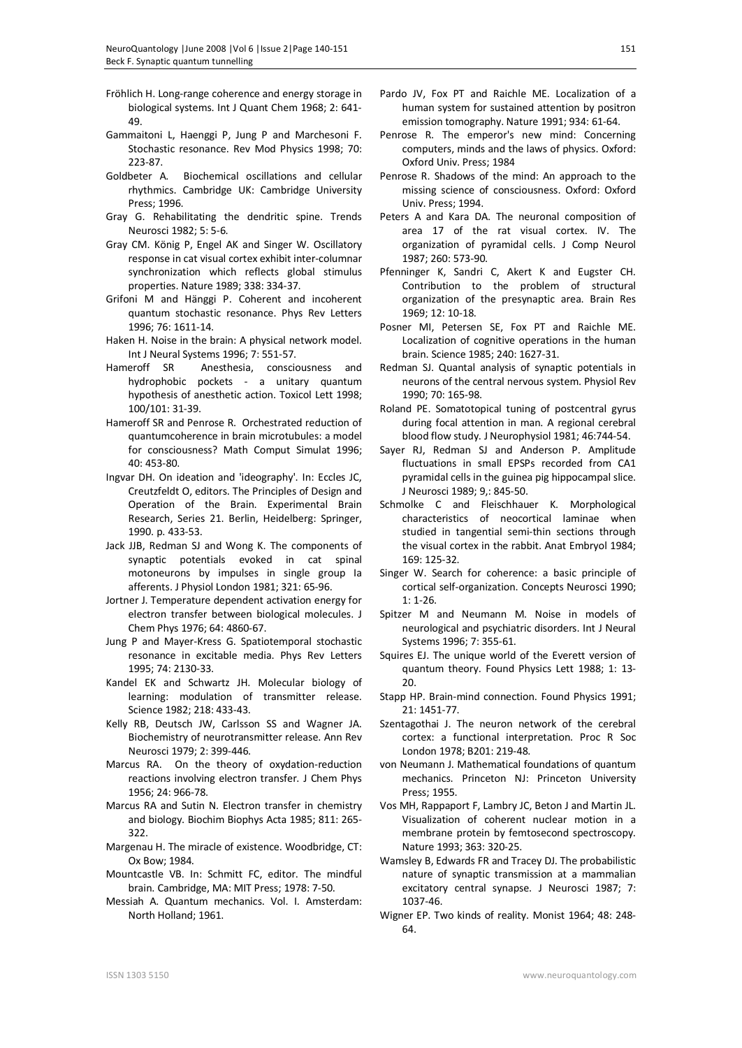Fröhlich H. Long-range coherence and energy storage in biological systems. Int J Quant Chem 1968; 2: 641-49.

Gammaitoni L, Haenggi P, Jung P and Marchesoni F. Stochastic resonance. Rev Mod Physics 1998; 70: 223-87.

Goldbeter A. Biochemical oscillations and cellular rhythmics. Cambridge UK: Cambridge University Press; 1996.

Gray G. Rehabilitating the dendritic spine. Trends Neurosci 1982; 5: 5-6.

Gray CM. König P, Engel AK and Singer W. Oscillatory response in cat visual cortex exhibit inter-columnar synchronization which reflects global stimulus properties. Nature 1989; 338: 334-37.

Grifoni M and Hänggi P. Coherent and incoherent quantum stochastic resonance. Phys Rev Letters 1996; 76: 1611-14.

Haken H. Noise in the brain: A physical network model. Int J Neural Systems 1996; 7: 551-57.

Hameroff SR Anesthesia, consciousness and hydrophobic pockets - a unitary quantum hypothesis of anesthetic action. Toxicol Lett 1998; 100/101: 31-39.

Hameroff SR and Penrose R. Orchestrated reduction of quantumcoherence in brain microtubules: a model for consciousness? Math Comput Simulat 1996; 40: 453-80.

Ingvar DH. On ideation and 'ideography'. In: Eccles JC, Creutzfeldt O, editors. The Principles of Design and Operation of the Brain. Experimental Brain Research, Series 21. Berlin, Heidelberg: Springer, 1990. p. 433-53.

Jack JJB, Redman SJ and Wong K. The components of synaptic potentials evoked in cat spinal motoneurons by impulses in single group Ia afferents. J Physiol London 1981; 321: 65-96.

Jortner J. Temperature dependent activation energy for electron transfer between biological molecules. J Chem Phys 1976; 64: 4860-67.

Jung P and Mayer-Kress G. Spatiotemporal stochastic resonance in excitable media. Phys Rev Letters 1995; 74: 2130-33.

Kandel EK and Schwartz JH. Molecular biology of learning: modulation of transmitter release. Science 1982; 218: 433-43.

Kelly RB, Deutsch JW, Carlsson SS and Wagner JA. Biochemistry of neurotransmitter release. Ann Rev Neurosci 1979; 2: 399-446.

Marcus RA. On the theory of oxydation-reduction reactions involving electron transfer. J Chem Phys 1956; 24: 966-78.

Marcus RA and Sutin N. Electron transfer in chemistry and biology. Biochim Biophys Acta 1985; 811: 265-322.

Margenau H. The miracle of existence. Woodbridge, CT: Ox Bow; 1984.

Mountcastle VB. In: Schmitt FC, editor. The mindful brain. Cambridge, MA: MIT Press; 1978: 7-50.

Messiah A. Quantum mechanics. Vol. I. Amsterdam: North Holland; 1961.

Pardo JV, Fox PT and Raichle ME. Localization of a human system for sustained attention by positron emission tomography. Nature 1991; 934: 61-64.

Penrose R. The emperor's new mind: Concerning computers, minds and the laws of physics. Oxford: Oxford Univ. Press; 1984

Penrose R. Shadows of the mind: An approach to the missing science of consciousness. Oxford: Oxford Univ. Press; 1994.

Peters A and Kara DA. The neuronal composition of area 17 of the rat visual cortex. IV. The organization of pyramidal cells. J Comp Neurol 1987; 260: 573-90.

Pfenninger K, Sandri C, Akert K and Eugster CH. Contribution to the problem of structural organization of the presynaptic area. Brain Res 1969; 12: 10-18.

Posner MI, Petersen SE, Fox PT and Raichle ME. Localization of cognitive operations in the human brain. Science 1985; 240: 1627-31.

Redman SJ. Quantal analysis of synaptic potentials in neurons of the central nervous system. Physiol Rev 1990; 70: 165-98.

Roland PE. Somatotopical tuning of postcentral gyrus during focal attention in man. A regional cerebral blood flow study. J Neurophysiol 1981; 46:744-54.

Sayer RJ, Redman SJ and Anderson P. Amplitude fluctuations in small EPSPs recorded from CA1 pyramidal cells in the guinea pig hippocampal slice. J Neurosci 1989; 9,: 845-50.

Schmolke C and Fleischhauer K. Morphological characteristics of neocortical laminae when studied in tangential semi-thin sections through the visual cortex in the rabbit. Anat Embryol 1984; 169: 125-32.

Singer W. Search for coherence: a basic principle of cortical self-organization. Concepts Neurosci 1990; 1: 1-26.

Spitzer M and Neumann M. Noise in models of neurological and psychiatric disorders. Int J Neural Systems 1996; 7: 355-61.

Squires EJ. The unique world of the Everett version of quantum theory. Found Physics Lett 1988; 1: 13-20.

Stapp HP. Brain-mind connection. Found Physics 1991; 21: 1451-77.

Szentagothai J. The neuron network of the cerebral cortex: a functional interpretation. Proc R Soc London 1978; B201: 219-48.

von Neumann J. Mathematical foundations of quantum mechanics. Princeton NJ: Princeton University Press; 1955.

Vos MH, Rappaport F, Lambry JC, Beton J and Martin JL. Visualization of coherent nuclear motion in a membrane protein by femtosecond spectroscopy. Nature 1993; 363: 320-25.

Wamsley B, Edwards FR and Tracey DJ. The probabilistic nature of synaptic transmission at a mammalian excitatory central synapse. J Neurosci 1987; 7: 1037-46.

Wigner EP. Two kinds of reality. Monist 1964; 48: 248-64.